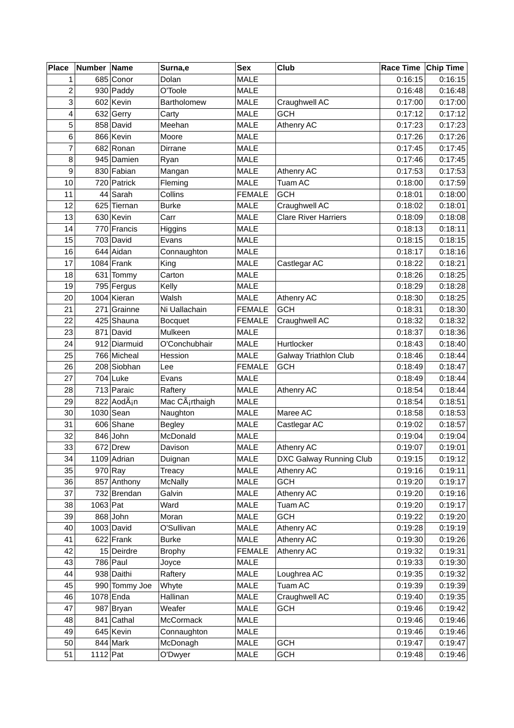| Place | Number | Name | Surna,e | Sex | Club | Race Time | Chip Time |
|---|---|---|---|---|---|---|---|
| 1 | 685 | Conor | Dolan | MALE | | 0:16:15 | 0:16:15 |
| 2 | 930 | Paddy | O'Toole | MALE | | 0:16:48 | 0:16:48 |
| 3 | 602 | Kevin | Bartholomew | MALE | Craughwell AC | 0:17:00 | 0:17:00 |
| 4 | 632 | Gerry | Carty | MALE | GCH | 0:17:12 | 0:17:12 |
| 5 | 858 | David | Meehan | MALE | Athenry AC | 0:17:23 | 0:17:23 |
| 6 | 866 | Kevin | Moore | MALE | | 0:17:26 | 0:17:26 |
| 7 | 682 | Ronan | Dirrane | MALE | | 0:17:45 | 0:17:45 |
| 8 | 945 | Damien | Ryan | MALE | | 0:17:46 | 0:17:45 |
| 9 | 830 | Fabian | Mangan | MALE | Athenry AC | 0:17:53 | 0:17:53 |
| 10 | 720 | Patrick | Fleming | MALE | Tuam AC | 0:18:00 | 0:17:59 |
| 11 | 44 | Sarah | Collins | FEMALE | GCH | 0:18:01 | 0:18:00 |
| 12 | 625 | Tiernan | Burke | MALE | Craughwell AC | 0:18:02 | 0:18:01 |
| 13 | 630 | Kevin | Carr | MALE | Clare River Harriers | 0:18:09 | 0:18:08 |
| 14 | 770 | Francis | Higgins | MALE | | 0:18:13 | 0:18:11 |
| 15 | 703 | David | Evans | MALE | | 0:18:15 | 0:18:15 |
| 16 | 644 | Aidan | Connaughton | MALE | | 0:18:17 | 0:18:16 |
| 17 | 1084 | Frank | King | MALE | Castlegar AC | 0:18:22 | 0:18:21 |
| 18 | 631 | Tommy | Carton | MALE | | 0:18:26 | 0:18:25 |
| 19 | 795 | Fergus | Kelly | MALE | | 0:18:29 | 0:18:28 |
| 20 | 1004 | Kieran | Walsh | MALE | Athenry AC | 0:18:30 | 0:18:25 |
| 21 | 271 | Grainne | Ni Uallachain | FEMALE | GCH | 0:18:31 | 0:18:30 |
| 22 | 425 | Shauna | Bocquet | FEMALE | Craughwell AC | 0:18:32 | 0:18:32 |
| 23 | 871 | David | Mulkeen | MALE | | 0:18:37 | 0:18:36 |
| 24 | 912 | Diarmuid | O'Conchubhair | MALE | Hurtlocker | 0:18:43 | 0:18:40 |
| 25 | 766 | Micheal | Hession | MALE | Galway Triathlon Club | 0:18:46 | 0:18:44 |
| 26 | 208 | Siobhan | Lee | FEMALE | GCH | 0:18:49 | 0:18:47 |
| 27 | 704 | Luke | Evans | MALE | | 0:18:49 | 0:18:44 |
| 28 | 713 | Paraic | Raftery | MALE | Athenry AC | 0:18:54 | 0:18:44 |
| 29 | 822 | AodÃ¡n | Mac CÃ¡rthaigh | MALE | | 0:18:54 | 0:18:51 |
| 30 | 1030 | Sean | Naughton | MALE | Maree AC | 0:18:58 | 0:18:53 |
| 31 | 606 | Shane | Begley | MALE | Castlegar AC | 0:19:02 | 0:18:57 |
| 32 | 846 | John | McDonald | MALE | | 0:19:04 | 0:19:04 |
| 33 | 672 | Drew | Davison | MALE | Athenry AC | 0:19:07 | 0:19:01 |
| 34 | 1109 | Adrian | Duignan | MALE | DXC Galway Running Club | 0:19:15 | 0:19:12 |
| 35 | 970 | Ray | Treacy | MALE | Athenry AC | 0:19:16 | 0:19:11 |
| 36 | 857 | Anthony | McNally | MALE | GCH | 0:19:20 | 0:19:17 |
| 37 | 732 | Brendan | Galvin | MALE | Athenry AC | 0:19:20 | 0:19:16 |
| 38 | 1063 | Pat | Ward | MALE | Tuam AC | 0:19:20 | 0:19:17 |
| 39 | 868 | John | Moran | MALE | GCH | 0:19:22 | 0:19:20 |
| 40 | 1003 | David | O'Sullivan | MALE | Athenry AC | 0:19:28 | 0:19:19 |
| 41 | 622 | Frank | Burke | MALE | Athenry AC | 0:19:30 | 0:19:26 |
| 42 | 15 | Deirdre | Brophy | FEMALE | Athenry AC | 0:19:32 | 0:19:31 |
| 43 | 786 | Paul | Joyce | MALE | | 0:19:33 | 0:19:30 |
| 44 | 938 | Daithi | Raftery | MALE | Loughrea AC | 0:19:35 | 0:19:32 |
| 45 | 990 | Tommy Joe | Whyte | MALE | Tuam AC | 0:19:39 | 0:19:39 |
| 46 | 1078 | Enda | Hallinan | MALE | Craughwell AC | 0:19:40 | 0:19:35 |
| 47 | 987 | Bryan | Weafer | MALE | GCH | 0:19:46 | 0:19:42 |
| 48 | 841 | Cathal | McCormack | MALE | | 0:19:46 | 0:19:46 |
| 49 | 645 | Kevin | Connaughton | MALE | | 0:19:46 | 0:19:46 |
| 50 | 844 | Mark | McDonagh | MALE | GCH | 0:19:47 | 0:19:47 |
| 51 | 1112 | Pat | O'Dwyer | MALE | GCH | 0:19:48 | 0:19:46 |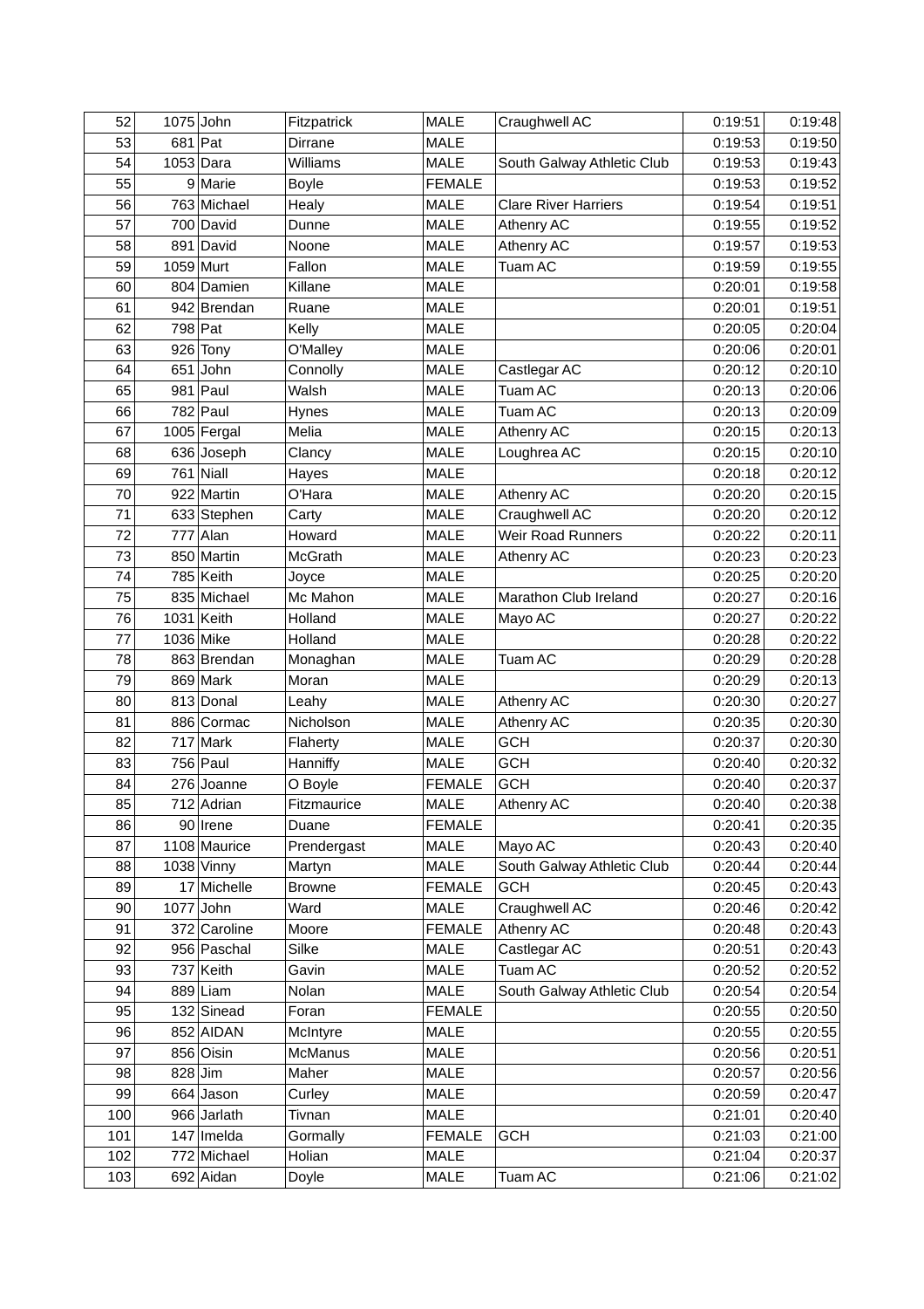| | | | | | | | |
|---|---|---|---|---|---|---|---|
| 52 | 1075 | John | Fitzpatrick | MALE | Craughwell AC | 0:19:51 | 0:19:48 |
| 53 | 681 | Pat | Dirrane | MALE | | 0:19:53 | 0:19:50 |
| 54 | 1053 | Dara | Williams | MALE | South Galway Athletic Club | 0:19:53 | 0:19:43 |
| 55 | 9 | Marie | Boyle | FEMALE | | 0:19:53 | 0:19:52 |
| 56 | 763 | Michael | Healy | MALE | Clare River Harriers | 0:19:54 | 0:19:51 |
| 57 | 700 | David | Dunne | MALE | Athenry AC | 0:19:55 | 0:19:52 |
| 58 | 891 | David | Noone | MALE | Athenry AC | 0:19:57 | 0:19:53 |
| 59 | 1059 | Murt | Fallon | MALE | Tuam AC | 0:19:59 | 0:19:55 |
| 60 | 804 | Damien | Killane | MALE | | 0:20:01 | 0:19:58 |
| 61 | 942 | Brendan | Ruane | MALE | | 0:20:01 | 0:19:51 |
| 62 | 798 | Pat | Kelly | MALE | | 0:20:05 | 0:20:04 |
| 63 | 926 | Tony | O'Malley | MALE | | 0:20:06 | 0:20:01 |
| 64 | 651 | John | Connolly | MALE | Castlegar AC | 0:20:12 | 0:20:10 |
| 65 | 981 | Paul | Walsh | MALE | Tuam AC | 0:20:13 | 0:20:06 |
| 66 | 782 | Paul | Hynes | MALE | Tuam AC | 0:20:13 | 0:20:09 |
| 67 | 1005 | Fergal | Melia | MALE | Athenry AC | 0:20:15 | 0:20:13 |
| 68 | 636 | Joseph | Clancy | MALE | Loughrea AC | 0:20:15 | 0:20:10 |
| 69 | 761 | Niall | Hayes | MALE | | 0:20:18 | 0:20:12 |
| 70 | 922 | Martin | O'Hara | MALE | Athenry AC | 0:20:20 | 0:20:15 |
| 71 | 633 | Stephen | Carty | MALE | Craughwell AC | 0:20:20 | 0:20:12 |
| 72 | 777 | Alan | Howard | MALE | Weir Road Runners | 0:20:22 | 0:20:11 |
| 73 | 850 | Martin | McGrath | MALE | Athenry AC | 0:20:23 | 0:20:23 |
| 74 | 785 | Keith | Joyce | MALE | | 0:20:25 | 0:20:20 |
| 75 | 835 | Michael | Mc Mahon | MALE | Marathon Club Ireland | 0:20:27 | 0:20:16 |
| 76 | 1031 | Keith | Holland | MALE | Mayo AC | 0:20:27 | 0:20:22 |
| 77 | 1036 | Mike | Holland | MALE | | 0:20:28 | 0:20:22 |
| 78 | 863 | Brendan | Monaghan | MALE | Tuam AC | 0:20:29 | 0:20:28 |
| 79 | 869 | Mark | Moran | MALE | | 0:20:29 | 0:20:13 |
| 80 | 813 | Donal | Leahy | MALE | Athenry AC | 0:20:30 | 0:20:27 |
| 81 | 886 | Cormac | Nicholson | MALE | Athenry AC | 0:20:35 | 0:20:30 |
| 82 | 717 | Mark | Flaherty | MALE | GCH | 0:20:37 | 0:20:30 |
| 83 | 756 | Paul | Hanniffy | MALE | GCH | 0:20:40 | 0:20:32 |
| 84 | 276 | Joanne | O Boyle | FEMALE | GCH | 0:20:40 | 0:20:37 |
| 85 | 712 | Adrian | Fitzmaurice | MALE | Athenry AC | 0:20:40 | 0:20:38 |
| 86 | 90 | Irene | Duane | FEMALE | | 0:20:41 | 0:20:35 |
| 87 | 1108 | Maurice | Prendergast | MALE | Mayo AC | 0:20:43 | 0:20:40 |
| 88 | 1038 | Vinny | Martyn | MALE | South Galway Athletic Club | 0:20:44 | 0:20:44 |
| 89 | 17 | Michelle | Browne | FEMALE | GCH | 0:20:45 | 0:20:43 |
| 90 | 1077 | John | Ward | MALE | Craughwell AC | 0:20:46 | 0:20:42 |
| 91 | 372 | Caroline | Moore | FEMALE | Athenry AC | 0:20:48 | 0:20:43 |
| 92 | 956 | Paschal | Silke | MALE | Castlegar AC | 0:20:51 | 0:20:43 |
| 93 | 737 | Keith | Gavin | MALE | Tuam AC | 0:20:52 | 0:20:52 |
| 94 | 889 | Liam | Nolan | MALE | South Galway Athletic Club | 0:20:54 | 0:20:54 |
| 95 | 132 | Sinead | Foran | FEMALE | | 0:20:55 | 0:20:50 |
| 96 | 852 | AIDAN | McIntyre | MALE | | 0:20:55 | 0:20:55 |
| 97 | 856 | Oisin | McManus | MALE | | 0:20:56 | 0:20:51 |
| 98 | 828 | Jim | Maher | MALE | | 0:20:57 | 0:20:56 |
| 99 | 664 | Jason | Curley | MALE | | 0:20:59 | 0:20:47 |
| 100 | 966 | Jarlath | Tivnan | MALE | | 0:21:01 | 0:20:40 |
| 101 | 147 | Imelda | Gormally | FEMALE | GCH | 0:21:03 | 0:21:00 |
| 102 | 772 | Michael | Holian | MALE | | 0:21:04 | 0:20:37 |
| 103 | 692 | Aidan | Doyle | MALE | Tuam AC | 0:21:06 | 0:21:02 |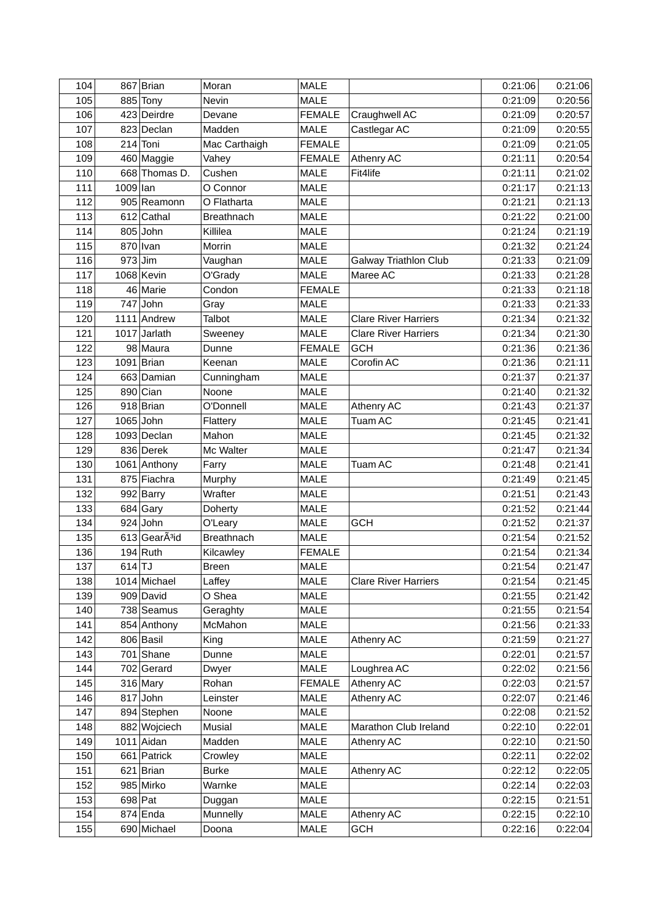| 104 | 867 | Brian | Moran | MALE | | 0:21:06 | 0:21:06 |
|---|---|---|---|---|---|---|---|
| 105 | 885 | Tony | Nevin | MALE | | 0:21:09 | 0:20:56 |
| 106 | 423 | Deirdre | Devane | FEMALE | Craughwell AC | 0:21:09 | 0:20:57 |
| 107 | 823 | Declan | Madden | MALE | Castlegar AC | 0:21:09 | 0:20:55 |
| 108 | 214 | Toni | Mac Carthaigh | FEMALE | | 0:21:09 | 0:21:05 |
| 109 | 460 | Maggie | Vahey | FEMALE | Athenry AC | 0:21:11 | 0:20:54 |
| 110 | 668 | Thomas D. | Cushen | MALE | Fit4life | 0:21:11 | 0:21:02 |
| 111 | 1009 | Ian | O Connor | MALE | | 0:21:17 | 0:21:13 |
| 112 | 905 | Reamonn | O Flatharta | MALE | | 0:21:21 | 0:21:13 |
| 113 | 612 | Cathal | Breathnach | MALE | | 0:21:22 | 0:21:00 |
| 114 | 805 | John | Killilea | MALE | | 0:21:24 | 0:21:19 |
| 115 | 870 | Ivan | Morrin | MALE | | 0:21:32 | 0:21:24 |
| 116 | 973 | Jim | Vaughan | MALE | Galway Triathlon Club | 0:21:33 | 0:21:09 |
| 117 | 1068 | Kevin | O'Grady | MALE | Maree AC | 0:21:33 | 0:21:28 |
| 118 | 46 | Marie | Condon | FEMALE | | 0:21:33 | 0:21:18 |
| 119 | 747 | John | Gray | MALE | | 0:21:33 | 0:21:33 |
| 120 | 1111 | Andrew | Talbot | MALE | Clare River Harriers | 0:21:34 | 0:21:32 |
| 121 | 1017 | Jarlath | Sweeney | MALE | Clare River Harriers | 0:21:34 | 0:21:30 |
| 122 | 98 | Maura | Dunne | FEMALE | GCH | 0:21:36 | 0:21:36 |
| 123 | 1091 | Brian | Keenan | MALE | Corofin AC | 0:21:36 | 0:21:11 |
| 124 | 663 | Damian | Cunningham | MALE | | 0:21:37 | 0:21:37 |
| 125 | 890 | Cian | Noone | MALE | | 0:21:40 | 0:21:32 |
| 126 | 918 | Brian | O'Donnell | MALE | Athenry AC | 0:21:43 | 0:21:37 |
| 127 | 1065 | John | Flattery | MALE | Tuam AC | 0:21:45 | 0:21:41 |
| 128 | 1093 | Declan | Mahon | MALE | | 0:21:45 | 0:21:32 |
| 129 | 836 | Derek | Mc Walter | MALE | | 0:21:47 | 0:21:34 |
| 130 | 1061 | Anthony | Farry | MALE | Tuam AC | 0:21:48 | 0:21:41 |
| 131 | 875 | Fiachra | Murphy | MALE | | 0:21:49 | 0:21:45 |
| 132 | 992 | Barry | Wrafter | MALE | | 0:21:51 | 0:21:43 |
| 133 | 684 | Gary | Doherty | MALE | | 0:21:52 | 0:21:44 |
| 134 | 924 | John | O'Leary | MALE | GCH | 0:21:52 | 0:21:37 |
| 135 | 613 | GearÃ³id | Breathnach | MALE | | 0:21:54 | 0:21:52 |
| 136 | 194 | Ruth | Kilcawley | FEMALE | | 0:21:54 | 0:21:34 |
| 137 | 614 | TJ | Breen | MALE | | 0:21:54 | 0:21:47 |
| 138 | 1014 | Michael | Laffey | MALE | Clare River Harriers | 0:21:54 | 0:21:45 |
| 139 | 909 | David | O Shea | MALE | | 0:21:55 | 0:21:42 |
| 140 | 738 | Seamus | Geraghty | MALE | | 0:21:55 | 0:21:54 |
| 141 | 854 | Anthony | McMahon | MALE | | 0:21:56 | 0:21:33 |
| 142 | 806 | Basil | King | MALE | Athenry AC | 0:21:59 | 0:21:27 |
| 143 | 701 | Shane | Dunne | MALE | | 0:22:01 | 0:21:57 |
| 144 | 702 | Gerard | Dwyer | MALE | Loughrea AC | 0:22:02 | 0:21:56 |
| 145 | 316 | Mary | Rohan | FEMALE | Athenry AC | 0:22:03 | 0:21:57 |
| 146 | 817 | John | Leinster | MALE | Athenry AC | 0:22:07 | 0:21:46 |
| 147 | 894 | Stephen | Noone | MALE | | 0:22:08 | 0:21:52 |
| 148 | 882 | Wojciech | Musial | MALE | Marathon Club Ireland | 0:22:10 | 0:22:01 |
| 149 | 1011 | Aidan | Madden | MALE | Athenry AC | 0:22:10 | 0:21:50 |
| 150 | 661 | Patrick | Crowley | MALE | | 0:22:11 | 0:22:02 |
| 151 | 621 | Brian | Burke | MALE | Athenry AC | 0:22:12 | 0:22:05 |
| 152 | 985 | Mirko | Warnke | MALE | | 0:22:14 | 0:22:03 |
| 153 | 698 | Pat | Duggan | MALE | | 0:22:15 | 0:21:51 |
| 154 | 874 | Enda | Munnelly | MALE | Athenry AC | 0:22:15 | 0:22:10 |
| 155 | 690 | Michael | Doona | MALE | GCH | 0:22:16 | 0:22:04 |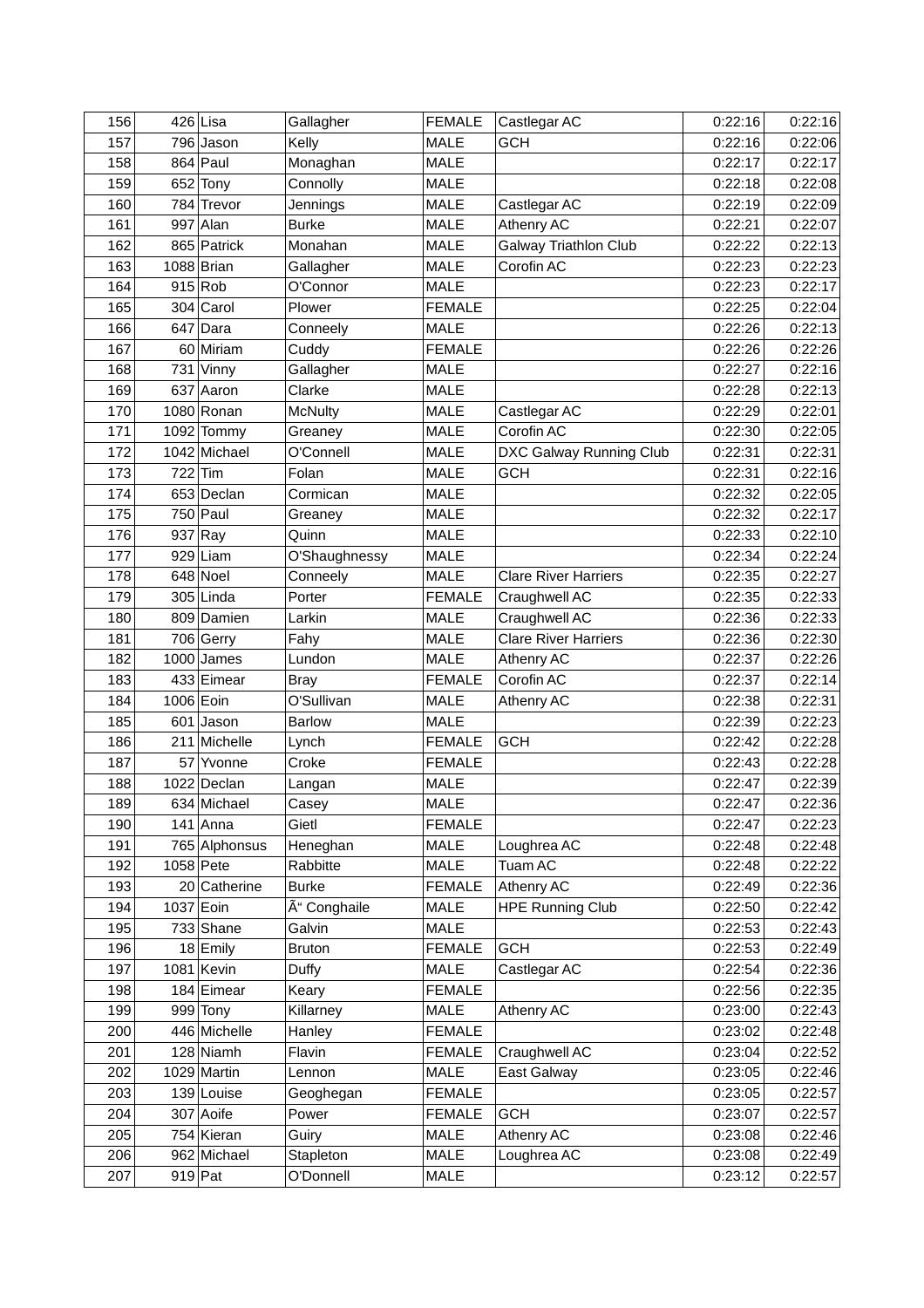| | | | | | | | |
|---|---|---|---|---|---|---|---|
| 156 | 426 | Lisa | Gallagher | FEMALE | Castlegar AC | 0:22:16 | 0:22:16 |
| 157 | 796 | Jason | Kelly | MALE | GCH | 0:22:16 | 0:22:06 |
| 158 | 864 | Paul | Monaghan | MALE | | 0:22:17 | 0:22:17 |
| 159 | 652 | Tony | Connolly | MALE | | 0:22:18 | 0:22:08 |
| 160 | 784 | Trevor | Jennings | MALE | Castlegar AC | 0:22:19 | 0:22:09 |
| 161 | 997 | Alan | Burke | MALE | Athenry AC | 0:22:21 | 0:22:07 |
| 162 | 865 | Patrick | Monahan | MALE | Galway Triathlon Club | 0:22:22 | 0:22:13 |
| 163 | 1088 | Brian | Gallagher | MALE | Corofin AC | 0:22:23 | 0:22:23 |
| 164 | 915 | Rob | O'Connor | MALE | | 0:22:23 | 0:22:17 |
| 165 | 304 | Carol | Plower | FEMALE | | 0:22:25 | 0:22:04 |
| 166 | 647 | Dara | Conneely | MALE | | 0:22:26 | 0:22:13 |
| 167 | 60 | Miriam | Cuddy | FEMALE | | 0:22:26 | 0:22:26 |
| 168 | 731 | Vinny | Gallagher | MALE | | 0:22:27 | 0:22:16 |
| 169 | 637 | Aaron | Clarke | MALE | | 0:22:28 | 0:22:13 |
| 170 | 1080 | Ronan | McNulty | MALE | Castlegar AC | 0:22:29 | 0:22:01 |
| 171 | 1092 | Tommy | Greaney | MALE | Corofin AC | 0:22:30 | 0:22:05 |
| 172 | 1042 | Michael | O'Connell | MALE | DXC Galway Running Club | 0:22:31 | 0:22:31 |
| 173 | 722 | Tim | Folan | MALE | GCH | 0:22:31 | 0:22:16 |
| 174 | 653 | Declan | Cormican | MALE | | 0:22:32 | 0:22:05 |
| 175 | 750 | Paul | Greaney | MALE | | 0:22:32 | 0:22:17 |
| 176 | 937 | Ray | Quinn | MALE | | 0:22:33 | 0:22:10 |
| 177 | 929 | Liam | O'Shaughnessy | MALE | | 0:22:34 | 0:22:24 |
| 178 | 648 | Noel | Conneely | MALE | Clare River Harriers | 0:22:35 | 0:22:27 |
| 179 | 305 | Linda | Porter | FEMALE | Craughwell AC | 0:22:35 | 0:22:33 |
| 180 | 809 | Damien | Larkin | MALE | Craughwell AC | 0:22:36 | 0:22:33 |
| 181 | 706 | Gerry | Fahy | MALE | Clare River Harriers | 0:22:36 | 0:22:30 |
| 182 | 1000 | James | Lundon | MALE | Athenry AC | 0:22:37 | 0:22:26 |
| 183 | 433 | Eimear | Bray | FEMALE | Corofin AC | 0:22:37 | 0:22:14 |
| 184 | 1006 | Eoin | O'Sullivan | MALE | Athenry AC | 0:22:38 | 0:22:31 |
| 185 | 601 | Jason | Barlow | MALE | | 0:22:39 | 0:22:23 |
| 186 | 211 | Michelle | Lynch | FEMALE | GCH | 0:22:42 | 0:22:28 |
| 187 | 57 | Yvonne | Croke | FEMALE | | 0:22:43 | 0:22:28 |
| 188 | 1022 | Declan | Langan | MALE | | 0:22:47 | 0:22:39 |
| 189 | 634 | Michael | Casey | MALE | | 0:22:47 | 0:22:36 |
| 190 | 141 | Anna | Gietl | FEMALE | | 0:22:47 | 0:22:23 |
| 191 | 765 | Alphonsus | Heneghan | MALE | Loughrea AC | 0:22:48 | 0:22:48 |
| 192 | 1058 | Pete | Rabbitte | MALE | Tuam AC | 0:22:48 | 0:22:22 |
| 193 | 20 | Catherine | Burke | FEMALE | Athenry AC | 0:22:49 | 0:22:36 |
| 194 | 1037 | Eoin | Ã“ Conghaile | MALE | HPE Running Club | 0:22:50 | 0:22:42 |
| 195 | 733 | Shane | Galvin | MALE | | 0:22:53 | 0:22:43 |
| 196 | 18 | Emily | Bruton | FEMALE | GCH | 0:22:53 | 0:22:49 |
| 197 | 1081 | Kevin | Duffy | MALE | Castlegar AC | 0:22:54 | 0:22:36 |
| 198 | 184 | Eimear | Keary | FEMALE | | 0:22:56 | 0:22:35 |
| 199 | 999 | Tony | Killarney | MALE | Athenry AC | 0:23:00 | 0:22:43 |
| 200 | 446 | Michelle | Hanley | FEMALE | | 0:23:02 | 0:22:48 |
| 201 | 128 | Niamh | Flavin | FEMALE | Craughwell AC | 0:23:04 | 0:22:52 |
| 202 | 1029 | Martin | Lennon | MALE | East Galway | 0:23:05 | 0:22:46 |
| 203 | 139 | Louise | Geoghegan | FEMALE | | 0:23:05 | 0:22:57 |
| 204 | 307 | Aoife | Power | FEMALE | GCH | 0:23:07 | 0:22:57 |
| 205 | 754 | Kieran | Guiry | MALE | Athenry AC | 0:23:08 | 0:22:46 |
| 206 | 962 | Michael | Stapleton | MALE | Loughrea AC | 0:23:08 | 0:22:49 |
| 207 | 919 | Pat | O'Donnell | MALE | | 0:23:12 | 0:22:57 |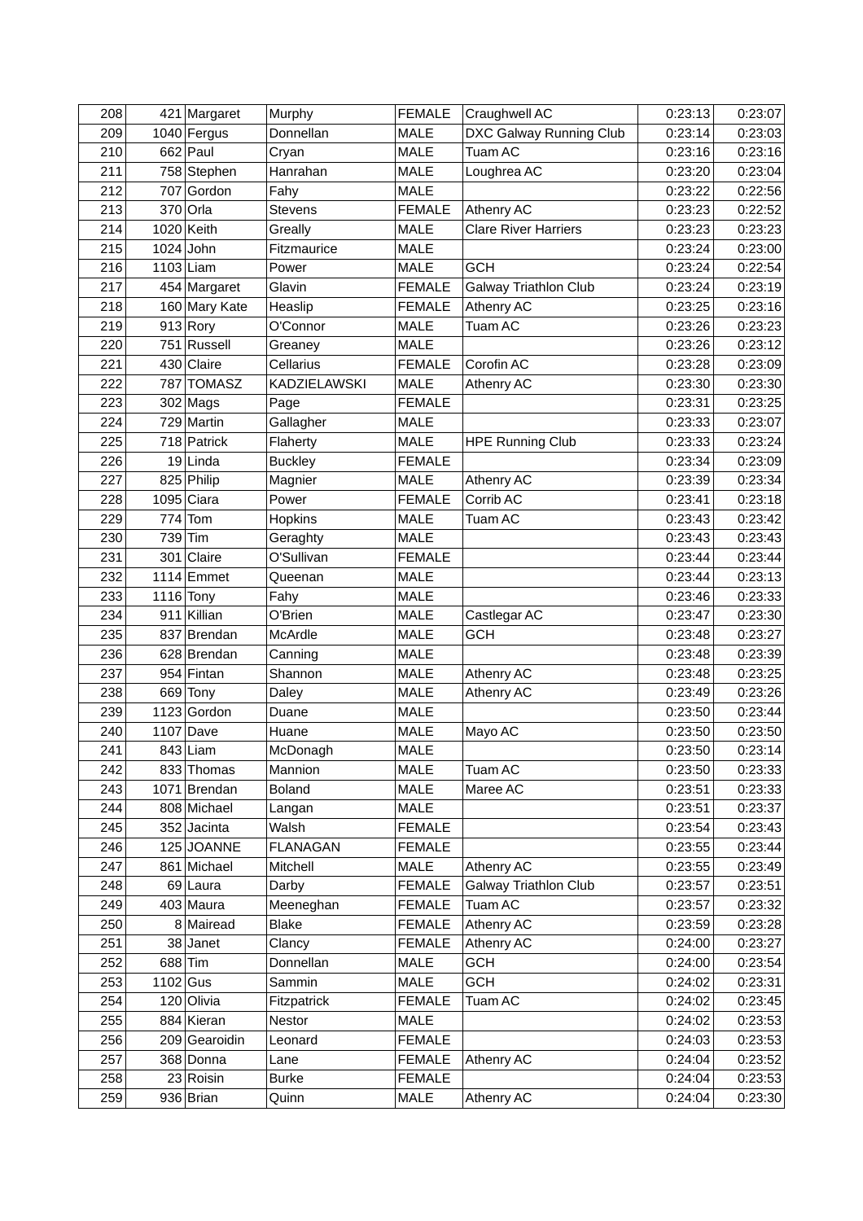| 208 | 421 | Margaret | Murphy | FEMALE | Craughwell AC | 0:23:13 | 0:23:07 |
|---|---|---|---|---|---|---|---|
| 209 | 1040 | Fergus | Donnellan | MALE | DXC Galway Running Club | 0:23:14 | 0:23:03 |
| 210 | 662 | Paul | Cryan | MALE | Tuam AC | 0:23:16 | 0:23:16 |
| 211 | 758 | Stephen | Hanrahan | MALE | Loughrea AC | 0:23:20 | 0:23:04 |
| 212 | 707 | Gordon | Fahy | MALE | | 0:23:22 | 0:22:56 |
| 213 | 370 | Orla | Stevens | FEMALE | Athenry AC | 0:23:23 | 0:22:52 |
| 214 | 1020 | Keith | Greally | MALE | Clare River Harriers | 0:23:23 | 0:23:23 |
| 215 | 1024 | John | Fitzmaurice | MALE | | 0:23:24 | 0:23:00 |
| 216 | 1103 | Liam | Power | MALE | GCH | 0:23:24 | 0:22:54 |
| 217 | 454 | Margaret | Glavin | FEMALE | Galway Triathlon Club | 0:23:24 | 0:23:19 |
| 218 | 160 | Mary Kate | Heaslip | FEMALE | Athenry AC | 0:23:25 | 0:23:16 |
| 219 | 913 | Rory | O'Connor | MALE | Tuam AC | 0:23:26 | 0:23:23 |
| 220 | 751 | Russell | Greaney | MALE | | 0:23:26 | 0:23:12 |
| 221 | 430 | Claire | Cellarius | FEMALE | Corofin AC | 0:23:28 | 0:23:09 |
| 222 | 787 | TOMASZ | KADZIELAWSKI | MALE | Athenry AC | 0:23:30 | 0:23:30 |
| 223 | 302 | Mags | Page | FEMALE | | 0:23:31 | 0:23:25 |
| 224 | 729 | Martin | Gallagher | MALE | | 0:23:33 | 0:23:07 |
| 225 | 718 | Patrick | Flaherty | MALE | HPE Running Club | 0:23:33 | 0:23:24 |
| 226 | 19 | Linda | Buckley | FEMALE | | 0:23:34 | 0:23:09 |
| 227 | 825 | Philip | Magnier | MALE | Athenry AC | 0:23:39 | 0:23:34 |
| 228 | 1095 | Ciara | Power | FEMALE | Corrib AC | 0:23:41 | 0:23:18 |
| 229 | 774 | Tom | Hopkins | MALE | Tuam AC | 0:23:43 | 0:23:42 |
| 230 | 739 | Tim | Geraghty | MALE | | 0:23:43 | 0:23:43 |
| 231 | 301 | Claire | O'Sullivan | FEMALE | | 0:23:44 | 0:23:44 |
| 232 | 1114 | Emmet | Queenan | MALE | | 0:23:44 | 0:23:13 |
| 233 | 1116 | Tony | Fahy | MALE | | 0:23:46 | 0:23:33 |
| 234 | 911 | Killian | O'Brien | MALE | Castlegar AC | 0:23:47 | 0:23:30 |
| 235 | 837 | Brendan | McArdle | MALE | GCH | 0:23:48 | 0:23:27 |
| 236 | 628 | Brendan | Canning | MALE | | 0:23:48 | 0:23:39 |
| 237 | 954 | Fintan | Shannon | MALE | Athenry AC | 0:23:48 | 0:23:25 |
| 238 | 669 | Tony | Daley | MALE | Athenry AC | 0:23:49 | 0:23:26 |
| 239 | 1123 | Gordon | Duane | MALE | | 0:23:50 | 0:23:44 |
| 240 | 1107 | Dave | Huane | MALE | Mayo AC | 0:23:50 | 0:23:50 |
| 241 | 843 | Liam | McDonagh | MALE | | 0:23:50 | 0:23:14 |
| 242 | 833 | Thomas | Mannion | MALE | Tuam AC | 0:23:50 | 0:23:33 |
| 243 | 1071 | Brendan | Boland | MALE | Maree AC | 0:23:51 | 0:23:33 |
| 244 | 808 | Michael | Langan | MALE | | 0:23:51 | 0:23:37 |
| 245 | 352 | Jacinta | Walsh | FEMALE | | 0:23:54 | 0:23:43 |
| 246 | 125 | JOANNE | FLANAGAN | FEMALE | | 0:23:55 | 0:23:44 |
| 247 | 861 | Michael | Mitchell | MALE | Athenry AC | 0:23:55 | 0:23:49 |
| 248 | 69 | Laura | Darby | FEMALE | Galway Triathlon Club | 0:23:57 | 0:23:51 |
| 249 | 403 | Maura | Meeneghan | FEMALE | Tuam AC | 0:23:57 | 0:23:32 |
| 250 | 8 | Mairead | Blake | FEMALE | Athenry AC | 0:23:59 | 0:23:28 |
| 251 | 38 | Janet | Clancy | FEMALE | Athenry AC | 0:24:00 | 0:23:27 |
| 252 | 688 | Tim | Donnellan | MALE | GCH | 0:24:00 | 0:23:54 |
| 253 | 1102 | Gus | Sammin | MALE | GCH | 0:24:02 | 0:23:31 |
| 254 | 120 | Olivia | Fitzpatrick | FEMALE | Tuam AC | 0:24:02 | 0:23:45 |
| 255 | 884 | Kieran | Nestor | MALE | | 0:24:02 | 0:23:53 |
| 256 | 209 | Gearoidin | Leonard | FEMALE | | 0:24:03 | 0:23:53 |
| 257 | 368 | Donna | Lane | FEMALE | Athenry AC | 0:24:04 | 0:23:52 |
| 258 | 23 | Roisin | Burke | FEMALE | | 0:24:04 | 0:23:53 |
| 259 | 936 | Brian | Quinn | MALE | Athenry AC | 0:24:04 | 0:23:30 |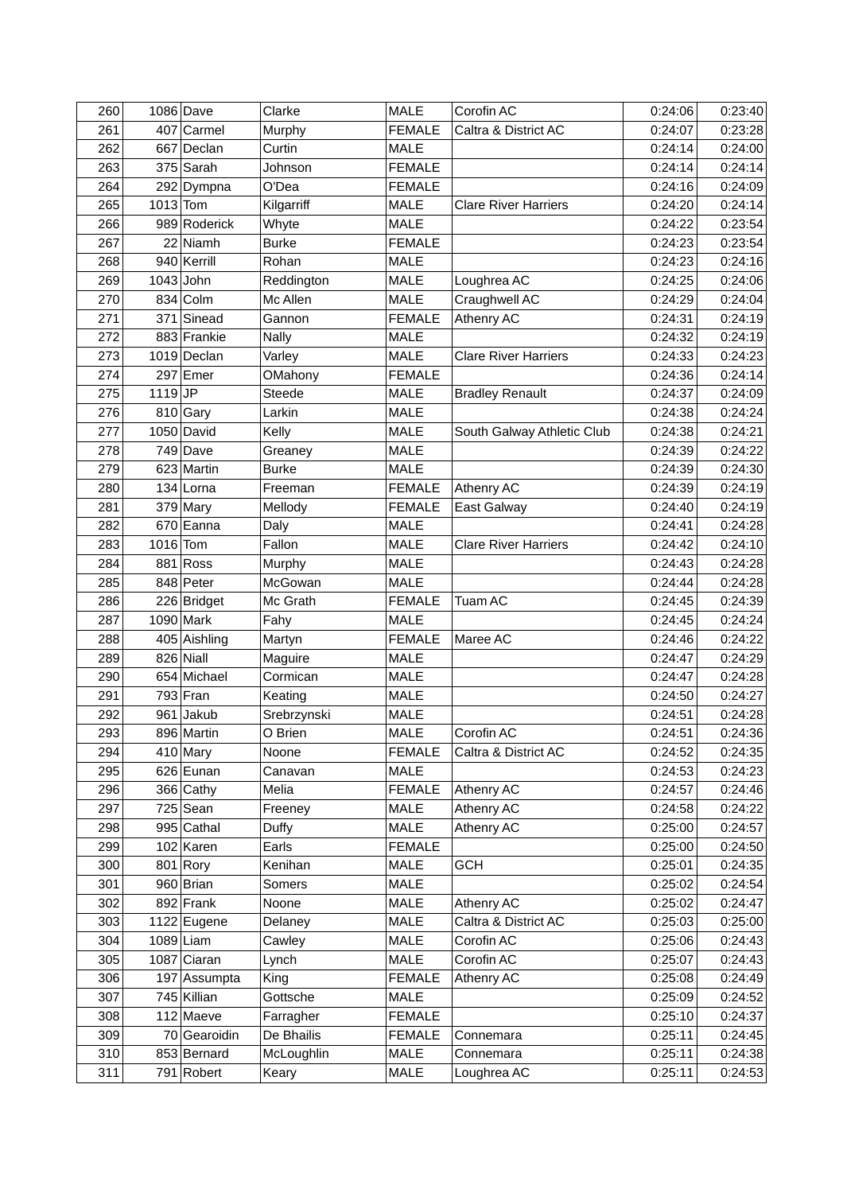| 260 | 1086 | Dave | Clarke | MALE | Corofin AC | 0:24:06 | 0:23:40 |
|---|---|---|---|---|---|---|---|
| 261 | 407 | Carmel | Murphy | FEMALE | Caltra & District AC | 0:24:07 | 0:23:28 |
| 262 | 667 | Declan | Curtin | MALE | | 0:24:14 | 0:24:00 |
| 263 | 375 | Sarah | Johnson | FEMALE | | 0:24:14 | 0:24:14 |
| 264 | 292 | Dympna | O'Dea | FEMALE | | 0:24:16 | 0:24:09 |
| 265 | 1013 | Tom | Kilgarriff | MALE | Clare River Harriers | 0:24:20 | 0:24:14 |
| 266 | 989 | Roderick | Whyte | MALE | | 0:24:22 | 0:23:54 |
| 267 | 22 | Niamh | Burke | FEMALE | | 0:24:23 | 0:23:54 |
| 268 | 940 | Kerrill | Rohan | MALE | | 0:24:23 | 0:24:16 |
| 269 | 1043 | John | Reddington | MALE | Loughrea AC | 0:24:25 | 0:24:06 |
| 270 | 834 | Colm | Mc Allen | MALE | Craughwell AC | 0:24:29 | 0:24:04 |
| 271 | 371 | Sinead | Gannon | FEMALE | Athenry AC | 0:24:31 | 0:24:19 |
| 272 | 883 | Frankie | Nally | MALE | | 0:24:32 | 0:24:19 |
| 273 | 1019 | Declan | Varley | MALE | Clare River Harriers | 0:24:33 | 0:24:23 |
| 274 | 297 | Emer | OMahony | FEMALE | | 0:24:36 | 0:24:14 |
| 275 | 1119 | JP | Steede | MALE | Bradley Renault | 0:24:37 | 0:24:09 |
| 276 | 810 | Gary | Larkin | MALE | | 0:24:38 | 0:24:24 |
| 277 | 1050 | David | Kelly | MALE | South Galway Athletic Club | 0:24:38 | 0:24:21 |
| 278 | 749 | Dave | Greaney | MALE | | 0:24:39 | 0:24:22 |
| 279 | 623 | Martin | Burke | MALE | | 0:24:39 | 0:24:30 |
| 280 | 134 | Lorna | Freeman | FEMALE | Athenry AC | 0:24:39 | 0:24:19 |
| 281 | 379 | Mary | Mellody | FEMALE | East Galway | 0:24:40 | 0:24:19 |
| 282 | 670 | Eanna | Daly | MALE | | 0:24:41 | 0:24:28 |
| 283 | 1016 | Tom | Fallon | MALE | Clare River Harriers | 0:24:42 | 0:24:10 |
| 284 | 881 | Ross | Murphy | MALE | | 0:24:43 | 0:24:28 |
| 285 | 848 | Peter | McGowan | MALE | | 0:24:44 | 0:24:28 |
| 286 | 226 | Bridget | Mc Grath | FEMALE | Tuam AC | 0:24:45 | 0:24:39 |
| 287 | 1090 | Mark | Fahy | MALE | | 0:24:45 | 0:24:24 |
| 288 | 405 | Aishling | Martyn | FEMALE | Maree AC | 0:24:46 | 0:24:22 |
| 289 | 826 | Niall | Maguire | MALE | | 0:24:47 | 0:24:29 |
| 290 | 654 | Michael | Cormican | MALE | | 0:24:47 | 0:24:28 |
| 291 | 793 | Fran | Keating | MALE | | 0:24:50 | 0:24:27 |
| 292 | 961 | Jakub | Srebrzynski | MALE | | 0:24:51 | 0:24:28 |
| 293 | 896 | Martin | O Brien | MALE | Corofin AC | 0:24:51 | 0:24:36 |
| 294 | 410 | Mary | Noone | FEMALE | Caltra & District AC | 0:24:52 | 0:24:35 |
| 295 | 626 | Eunan | Canavan | MALE | | 0:24:53 | 0:24:23 |
| 296 | 366 | Cathy | Melia | FEMALE | Athenry AC | 0:24:57 | 0:24:46 |
| 297 | 725 | Sean | Freeney | MALE | Athenry AC | 0:24:58 | 0:24:22 |
| 298 | 995 | Cathal | Duffy | MALE | Athenry AC | 0:25:00 | 0:24:57 |
| 299 | 102 | Karen | Earls | FEMALE | | 0:25:00 | 0:24:50 |
| 300 | 801 | Rory | Kenihan | MALE | GCH | 0:25:01 | 0:24:35 |
| 301 | 960 | Brian | Somers | MALE | | 0:25:02 | 0:24:54 |
| 302 | 892 | Frank | Noone | MALE | Athenry AC | 0:25:02 | 0:24:47 |
| 303 | 1122 | Eugene | Delaney | MALE | Caltra & District AC | 0:25:03 | 0:25:00 |
| 304 | 1089 | Liam | Cawley | MALE | Corofin AC | 0:25:06 | 0:24:43 |
| 305 | 1087 | Ciaran | Lynch | MALE | Corofin AC | 0:25:07 | 0:24:43 |
| 306 | 197 | Assumpta | King | FEMALE | Athenry AC | 0:25:08 | 0:24:49 |
| 307 | 745 | Killian | Gottsche | MALE | | 0:25:09 | 0:24:52 |
| 308 | 112 | Maeve | Farragher | FEMALE | | 0:25:10 | 0:24:37 |
| 309 | 70 | Gearoidin | De Bhailis | FEMALE | Connemara | 0:25:11 | 0:24:45 |
| 310 | 853 | Bernard | McLoughlin | MALE | Connemara | 0:25:11 | 0:24:38 |
| 311 | 791 | Robert | Keary | MALE | Loughrea AC | 0:25:11 | 0:24:53 |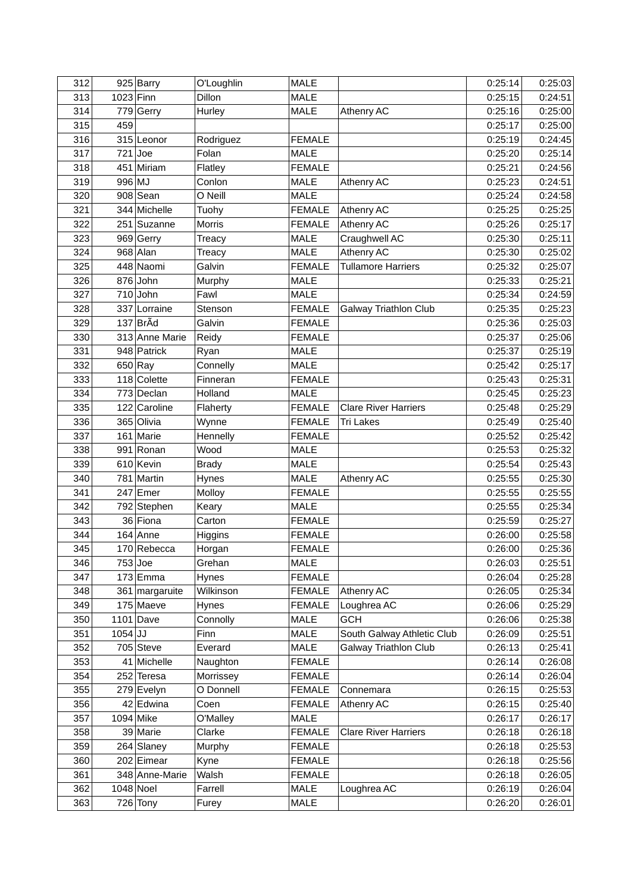| 312 | 925 | Barry | O'Loughlin | MALE | | 0:25:14 | 0:25:03 |
|---|---|---|---|---|---|---|---|
| 313 | 1023 | Finn | Dillon | MALE | | 0:25:15 | 0:24:51 |
| 314 | 779 | Gerry | Hurley | MALE | Athenry AC | 0:25:16 | 0:25:00 |
| 315 | 459 | | | | | 0:25:17 | 0:25:00 |
| 316 | 315 | Leonor | Rodriguez | FEMALE | | 0:25:19 | 0:24:45 |
| 317 | 721 | Joe | Folan | MALE | | 0:25:20 | 0:25:14 |
| 318 | 451 | Miriam | Flatley | FEMALE | | 0:25:21 | 0:24:56 |
| 319 | 996 | MJ | Conlon | MALE | Athenry AC | 0:25:23 | 0:24:51 |
| 320 | 908 | Sean | O Neill | MALE | | 0:25:24 | 0:24:58 |
| 321 | 344 | Michelle | Tuohy | FEMALE | Athenry AC | 0:25:25 | 0:25:25 |
| 322 | 251 | Suzanne | Morris | FEMALE | Athenry AC | 0:25:26 | 0:25:17 |
| 323 | 969 | Gerry | Treacy | MALE | Craughwell AC | 0:25:30 | 0:25:11 |
| 324 | 968 | Alan | Treacy | MALE | Athenry AC | 0:25:30 | 0:25:02 |
| 325 | 448 | Naomi | Galvin | FEMALE | Tullamore Harriers | 0:25:32 | 0:25:07 |
| 326 | 876 | John | Murphy | MALE | | 0:25:33 | 0:25:21 |
| 327 | 710 | John | Fawl | MALE | | 0:25:34 | 0:24:59 |
| 328 | 337 | Lorraine | Stenson | FEMALE | Galway Triathlon Club | 0:25:35 | 0:25:23 |
| 329 | 137 | BrÃd | Galvin | FEMALE | | 0:25:36 | 0:25:03 |
| 330 | 313 | Anne Marie | Reidy | FEMALE | | 0:25:37 | 0:25:06 |
| 331 | 948 | Patrick | Ryan | MALE | | 0:25:37 | 0:25:19 |
| 332 | 650 | Ray | Connelly | MALE | | 0:25:42 | 0:25:17 |
| 333 | 118 | Colette | Finneran | FEMALE | | 0:25:43 | 0:25:31 |
| 334 | 773 | Declan | Holland | MALE | | 0:25:45 | 0:25:23 |
| 335 | 122 | Caroline | Flaherty | FEMALE | Clare River Harriers | 0:25:48 | 0:25:29 |
| 336 | 365 | Olivia | Wynne | FEMALE | Tri Lakes | 0:25:49 | 0:25:40 |
| 337 | 161 | Marie | Hennelly | FEMALE | | 0:25:52 | 0:25:42 |
| 338 | 991 | Ronan | Wood | MALE | | 0:25:53 | 0:25:32 |
| 339 | 610 | Kevin | Brady | MALE | | 0:25:54 | 0:25:43 |
| 340 | 781 | Martin | Hynes | MALE | Athenry AC | 0:25:55 | 0:25:30 |
| 341 | 247 | Emer | Molloy | FEMALE | | 0:25:55 | 0:25:55 |
| 342 | 792 | Stephen | Keary | MALE | | 0:25:55 | 0:25:34 |
| 343 | 36 | Fiona | Carton | FEMALE | | 0:25:59 | 0:25:27 |
| 344 | 164 | Anne | Higgins | FEMALE | | 0:26:00 | 0:25:58 |
| 345 | 170 | Rebecca | Horgan | FEMALE | | 0:26:00 | 0:25:36 |
| 346 | 753 | Joe | Grehan | MALE | | 0:26:03 | 0:25:51 |
| 347 | 173 | Emma | Hynes | FEMALE | | 0:26:04 | 0:25:28 |
| 348 | 361 | margaruite | Wilkinson | FEMALE | Athenry AC | 0:26:05 | 0:25:34 |
| 349 | 175 | Maeve | Hynes | FEMALE | Loughrea AC | 0:26:06 | 0:25:29 |
| 350 | 1101 | Dave | Connolly | MALE | GCH | 0:26:06 | 0:25:38 |
| 351 | 1054 | JJ | Finn | MALE | South Galway Athletic Club | 0:26:09 | 0:25:51 |
| 352 | 705 | Steve | Everard | MALE | Galway Triathlon Club | 0:26:13 | 0:25:41 |
| 353 | 41 | Michelle | Naughton | FEMALE | | 0:26:14 | 0:26:08 |
| 354 | 252 | Teresa | Morrissey | FEMALE | | 0:26:14 | 0:26:04 |
| 355 | 279 | Evelyn | O Donnell | FEMALE | Connemara | 0:26:15 | 0:25:53 |
| 356 | 42 | Edwina | Coen | FEMALE | Athenry AC | 0:26:15 | 0:25:40 |
| 357 | 1094 | Mike | O'Malley | MALE | | 0:26:17 | 0:26:17 |
| 358 | 39 | Marie | Clarke | FEMALE | Clare River Harriers | 0:26:18 | 0:26:18 |
| 359 | 264 | Slaney | Murphy | FEMALE | | 0:26:18 | 0:25:53 |
| 360 | 202 | Eimear | Kyne | FEMALE | | 0:26:18 | 0:25:56 |
| 361 | 348 | Anne-Marie | Walsh | FEMALE | | 0:26:18 | 0:26:05 |
| 362 | 1048 | Noel | Farrell | MALE | Loughrea AC | 0:26:19 | 0:26:04 |
| 363 | 726 | Tony | Furey | MALE | | 0:26:20 | 0:26:01 |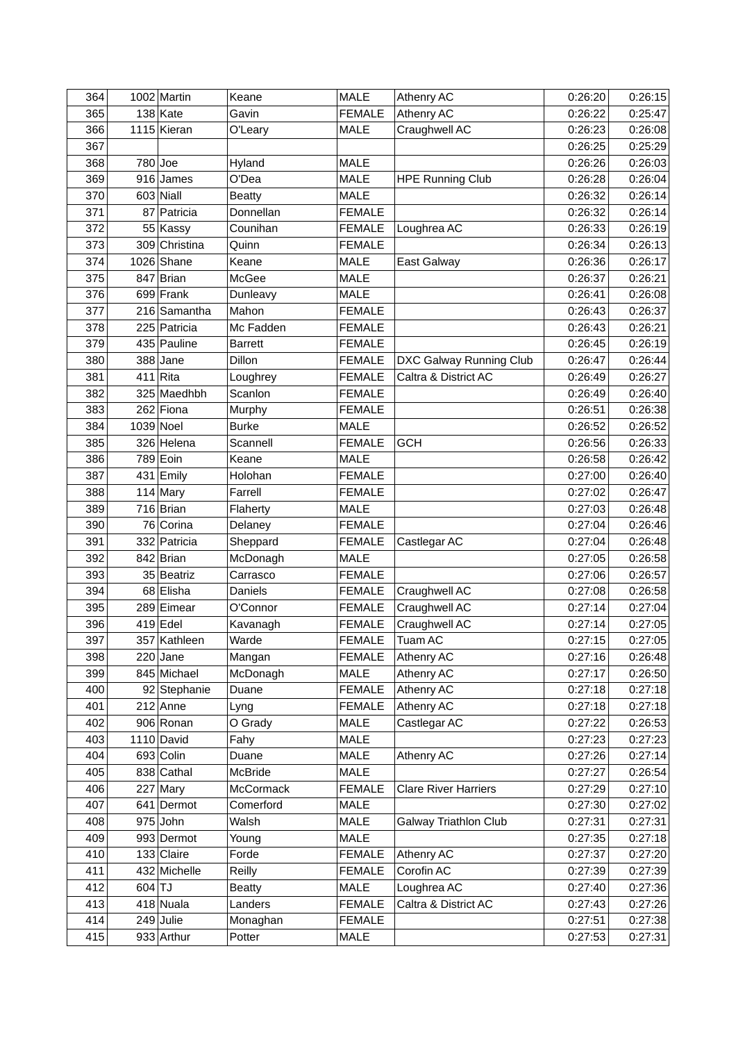| 364 | 1002 | Martin | Keane | MALE | Athenry AC | 0:26:20 | 0:26:15 |
|---|---|---|---|---|---|---|---|
| 365 | 138 | Kate | Gavin | FEMALE | Athenry AC | 0:26:22 | 0:25:47 |
| 366 | 1115 | Kieran | O'Leary | MALE | Craughwell AC | 0:26:23 | 0:26:08 |
| 367 | | | | | | 0:26:25 | 0:25:29 |
| 368 | 780 | Joe | Hyland | MALE | | 0:26:26 | 0:26:03 |
| 369 | 916 | James | O'Dea | MALE | HPE Running Club | 0:26:28 | 0:26:04 |
| 370 | 603 | Niall | Beatty | MALE | | 0:26:32 | 0:26:14 |
| 371 | 87 | Patricia | Donnellan | FEMALE | | 0:26:32 | 0:26:14 |
| 372 | 55 | Kassy | Counihan | FEMALE | Loughrea AC | 0:26:33 | 0:26:19 |
| 373 | 309 | Christina | Quinn | FEMALE | | 0:26:34 | 0:26:13 |
| 374 | 1026 | Shane | Keane | MALE | East Galway | 0:26:36 | 0:26:17 |
| 375 | 847 | Brian | McGee | MALE | | 0:26:37 | 0:26:21 |
| 376 | 699 | Frank | Dunleavy | MALE | | 0:26:41 | 0:26:08 |
| 377 | 216 | Samantha | Mahon | FEMALE | | 0:26:43 | 0:26:37 |
| 378 | 225 | Patricia | Mc Fadden | FEMALE | | 0:26:43 | 0:26:21 |
| 379 | 435 | Pauline | Barrett | FEMALE | | 0:26:45 | 0:26:19 |
| 380 | 388 | Jane | Dillon | FEMALE | DXC Galway Running Club | 0:26:47 | 0:26:44 |
| 381 | 411 | Rita | Loughrey | FEMALE | Caltra & District AC | 0:26:49 | 0:26:27 |
| 382 | 325 | Maedhbh | Scanlon | FEMALE | | 0:26:49 | 0:26:40 |
| 383 | 262 | Fiona | Murphy | FEMALE | | 0:26:51 | 0:26:38 |
| 384 | 1039 | Noel | Burke | MALE | | 0:26:52 | 0:26:52 |
| 385 | 326 | Helena | Scannell | FEMALE | GCH | 0:26:56 | 0:26:33 |
| 386 | 789 | Eoin | Keane | MALE | | 0:26:58 | 0:26:42 |
| 387 | 431 | Emily | Holohan | FEMALE | | 0:27:00 | 0:26:40 |
| 388 | 114 | Mary | Farrell | FEMALE | | 0:27:02 | 0:26:47 |
| 389 | 716 | Brian | Flaherty | MALE | | 0:27:03 | 0:26:48 |
| 390 | 76 | Corina | Delaney | FEMALE | | 0:27:04 | 0:26:46 |
| 391 | 332 | Patricia | Sheppard | FEMALE | Castlegar AC | 0:27:04 | 0:26:48 |
| 392 | 842 | Brian | McDonagh | MALE | | 0:27:05 | 0:26:58 |
| 393 | 35 | Beatriz | Carrasco | FEMALE | | 0:27:06 | 0:26:57 |
| 394 | 68 | Elisha | Daniels | FEMALE | Craughwell AC | 0:27:08 | 0:26:58 |
| 395 | 289 | Eimear | O'Connor | FEMALE | Craughwell AC | 0:27:14 | 0:27:04 |
| 396 | 419 | Edel | Kavanagh | FEMALE | Craughwell AC | 0:27:14 | 0:27:05 |
| 397 | 357 | Kathleen | Warde | FEMALE | Tuam AC | 0:27:15 | 0:27:05 |
| 398 | 220 | Jane | Mangan | FEMALE | Athenry AC | 0:27:16 | 0:26:48 |
| 399 | 845 | Michael | McDonagh | MALE | Athenry AC | 0:27:17 | 0:26:50 |
| 400 | 92 | Stephanie | Duane | FEMALE | Athenry AC | 0:27:18 | 0:27:18 |
| 401 | 212 | Anne | Lyng | FEMALE | Athenry AC | 0:27:18 | 0:27:18 |
| 402 | 906 | Ronan | O Grady | MALE | Castlegar AC | 0:27:22 | 0:26:53 |
| 403 | 1110 | David | Fahy | MALE | | 0:27:23 | 0:27:23 |
| 404 | 693 | Colin | Duane | MALE | Athenry AC | 0:27:26 | 0:27:14 |
| 405 | 838 | Cathal | McBride | MALE | | 0:27:27 | 0:26:54 |
| 406 | 227 | Mary | McCormack | FEMALE | Clare River Harriers | 0:27:29 | 0:27:10 |
| 407 | 641 | Dermot | Comerford | MALE | | 0:27:30 | 0:27:02 |
| 408 | 975 | John | Walsh | MALE | Galway Triathlon Club | 0:27:31 | 0:27:31 |
| 409 | 993 | Dermot | Young | MALE | | 0:27:35 | 0:27:18 |
| 410 | 133 | Claire | Forde | FEMALE | Athenry AC | 0:27:37 | 0:27:20 |
| 411 | 432 | Michelle | Reilly | FEMALE | Corofin AC | 0:27:39 | 0:27:39 |
| 412 | 604 | TJ | Beatty | MALE | Loughrea AC | 0:27:40 | 0:27:36 |
| 413 | 418 | Nuala | Landers | FEMALE | Caltra & District AC | 0:27:43 | 0:27:26 |
| 414 | 249 | Julie | Monaghan | FEMALE | | 0:27:51 | 0:27:38 |
| 415 | 933 | Arthur | Potter | MALE | | 0:27:53 | 0:27:31 |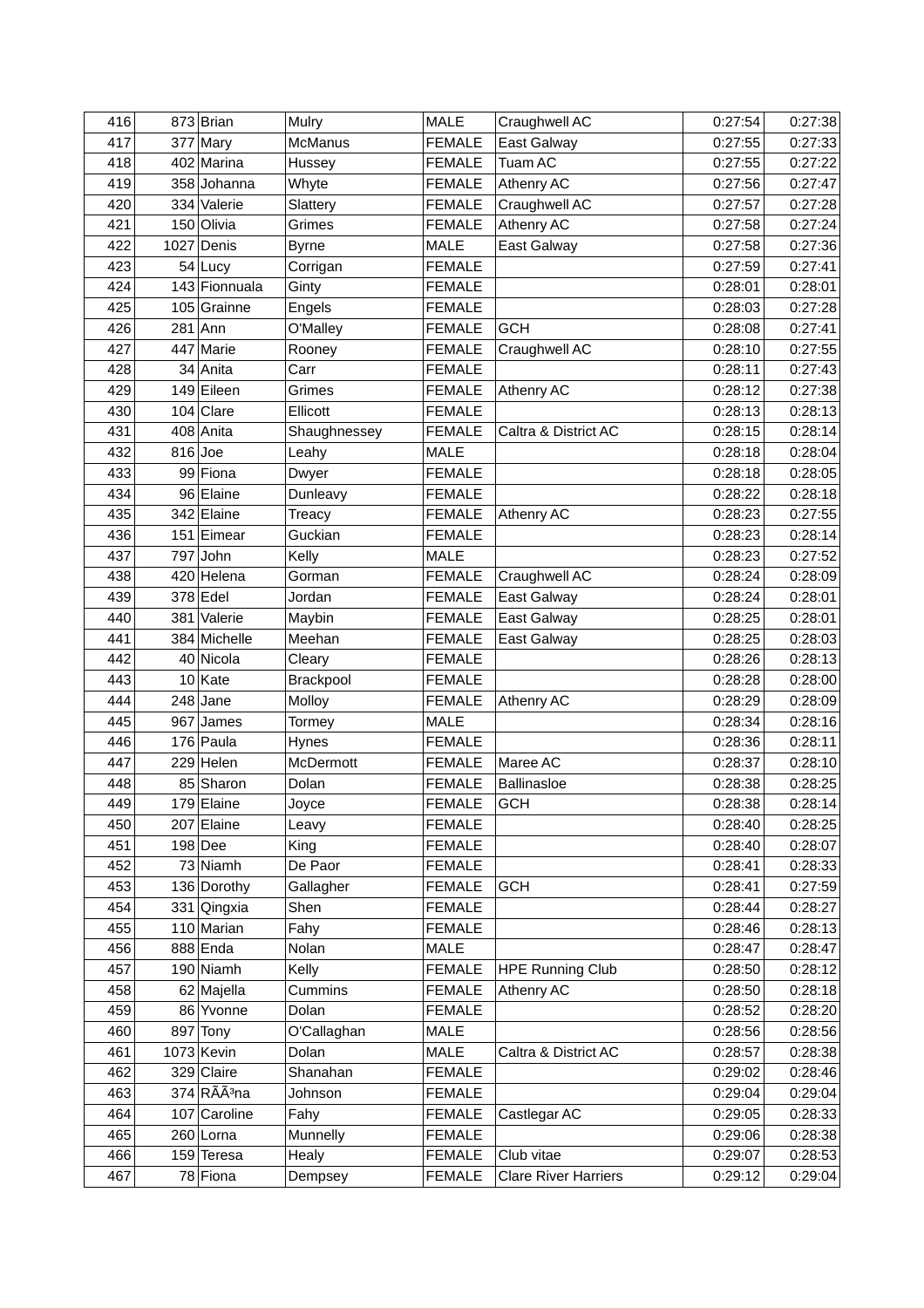| 416 | 873 | Brian | Mulry | MALE | Craughwell AC | 0:27:54 | 0:27:38 |
|---|---|---|---|---|---|---|---|
| 417 | 377 | Mary | McManus | FEMALE | East Galway | 0:27:55 | 0:27:33 |
| 418 | 402 | Marina | Hussey | FEMALE | Tuam AC | 0:27:55 | 0:27:22 |
| 419 | 358 | Johanna | Whyte | FEMALE | Athenry AC | 0:27:56 | 0:27:47 |
| 420 | 334 | Valerie | Slattery | FEMALE | Craughwell AC | 0:27:57 | 0:27:28 |
| 421 | 150 | Olivia | Grimes | FEMALE | Athenry AC | 0:27:58 | 0:27:24 |
| 422 | 1027 | Denis | Byrne | MALE | East Galway | 0:27:58 | 0:27:36 |
| 423 | 54 | Lucy | Corrigan | FEMALE | | 0:27:59 | 0:27:41 |
| 424 | 143 | Fionnuala | Ginty | FEMALE | | 0:28:01 | 0:28:01 |
| 425 | 105 | Grainne | Engels | FEMALE | | 0:28:03 | 0:27:28 |
| 426 | 281 | Ann | O'Malley | FEMALE | GCH | 0:28:08 | 0:27:41 |
| 427 | 447 | Marie | Rooney | FEMALE | Craughwell AC | 0:28:10 | 0:27:55 |
| 428 | 34 | Anita | Carr | FEMALE | | 0:28:11 | 0:27:43 |
| 429 | 149 | Eileen | Grimes | FEMALE | Athenry AC | 0:28:12 | 0:27:38 |
| 430 | 104 | Clare | Ellicott | FEMALE | | 0:28:13 | 0:28:13 |
| 431 | 408 | Anita | Shaughnessey | FEMALE | Caltra & District AC | 0:28:15 | 0:28:14 |
| 432 | 816 | Joe | Leahy | MALE | | 0:28:18 | 0:28:04 |
| 433 | 99 | Fiona | Dwyer | FEMALE | | 0:28:18 | 0:28:05 |
| 434 | 96 | Elaine | Dunleavy | FEMALE | | 0:28:22 | 0:28:18 |
| 435 | 342 | Elaine | Treacy | FEMALE | Athenry AC | 0:28:23 | 0:27:55 |
| 436 | 151 | Eimear | Guckian | FEMALE | | 0:28:23 | 0:28:14 |
| 437 | 797 | John | Kelly | MALE | | 0:28:23 | 0:27:52 |
| 438 | 420 | Helena | Gorman | FEMALE | Craughwell AC | 0:28:24 | 0:28:09 |
| 439 | 378 | Edel | Jordan | FEMALE | East Galway | 0:28:24 | 0:28:01 |
| 440 | 381 | Valerie | Maybin | FEMALE | East Galway | 0:28:25 | 0:28:01 |
| 441 | 384 | Michelle | Meehan | FEMALE | East Galway | 0:28:25 | 0:28:03 |
| 442 | 40 | Nicola | Cleary | FEMALE | | 0:28:26 | 0:28:13 |
| 443 | 10 | Kate | Brackpool | FEMALE | | 0:28:28 | 0:28:00 |
| 444 | 248 | Jane | Molloy | FEMALE | Athenry AC | 0:28:29 | 0:28:09 |
| 445 | 967 | James | Tormey | MALE | | 0:28:34 | 0:28:16 |
| 446 | 176 | Paula | Hynes | FEMALE | | 0:28:36 | 0:28:11 |
| 447 | 229 | Helen | McDermott | FEMALE | Maree AC | 0:28:37 | 0:28:10 |
| 448 | 85 | Sharon | Dolan | FEMALE | Ballinasloe | 0:28:38 | 0:28:25 |
| 449 | 179 | Elaine | Joyce | FEMALE | GCH | 0:28:38 | 0:28:14 |
| 450 | 207 | Elaine | Leavy | FEMALE | | 0:28:40 | 0:28:25 |
| 451 | 198 | Dee | King | FEMALE | | 0:28:40 | 0:28:07 |
| 452 | 73 | Niamh | De Paor | FEMALE | | 0:28:41 | 0:28:33 |
| 453 | 136 | Dorothy | Gallagher | FEMALE | GCH | 0:28:41 | 0:27:59 |
| 454 | 331 | Qingxia | Shen | FEMALE | | 0:28:44 | 0:28:27 |
| 455 | 110 | Marian | Fahy | FEMALE | | 0:28:46 | 0:28:13 |
| 456 | 888 | Enda | Nolan | MALE | | 0:28:47 | 0:28:47 |
| 457 | 190 | Niamh | Kelly | FEMALE | HPE Running Club | 0:28:50 | 0:28:12 |
| 458 | 62 | Majella | Cummins | FEMALE | Athenry AC | 0:28:50 | 0:28:18 |
| 459 | 86 | Yvonne | Dolan | FEMALE | | 0:28:52 | 0:28:20 |
| 460 | 897 | Tony | O'Callaghan | MALE | | 0:28:56 | 0:28:56 |
| 461 | 1073 | Kevin | Dolan | MALE | Caltra & District AC | 0:28:57 | 0:28:38 |
| 462 | 329 | Claire | Shanahan | FEMALE | | 0:29:02 | 0:28:46 |
| 463 | 374 | RÃÃ³na | Johnson | FEMALE | | 0:29:04 | 0:29:04 |
| 464 | 107 | Caroline | Fahy | FEMALE | Castlegar AC | 0:29:05 | 0:28:33 |
| 465 | 260 | Lorna | Munnelly | FEMALE | | 0:29:06 | 0:28:38 |
| 466 | 159 | Teresa | Healy | FEMALE | Club vitae | 0:29:07 | 0:28:53 |
| 467 | 78 | Fiona | Dempsey | FEMALE | Clare River Harriers | 0:29:12 | 0:29:04 |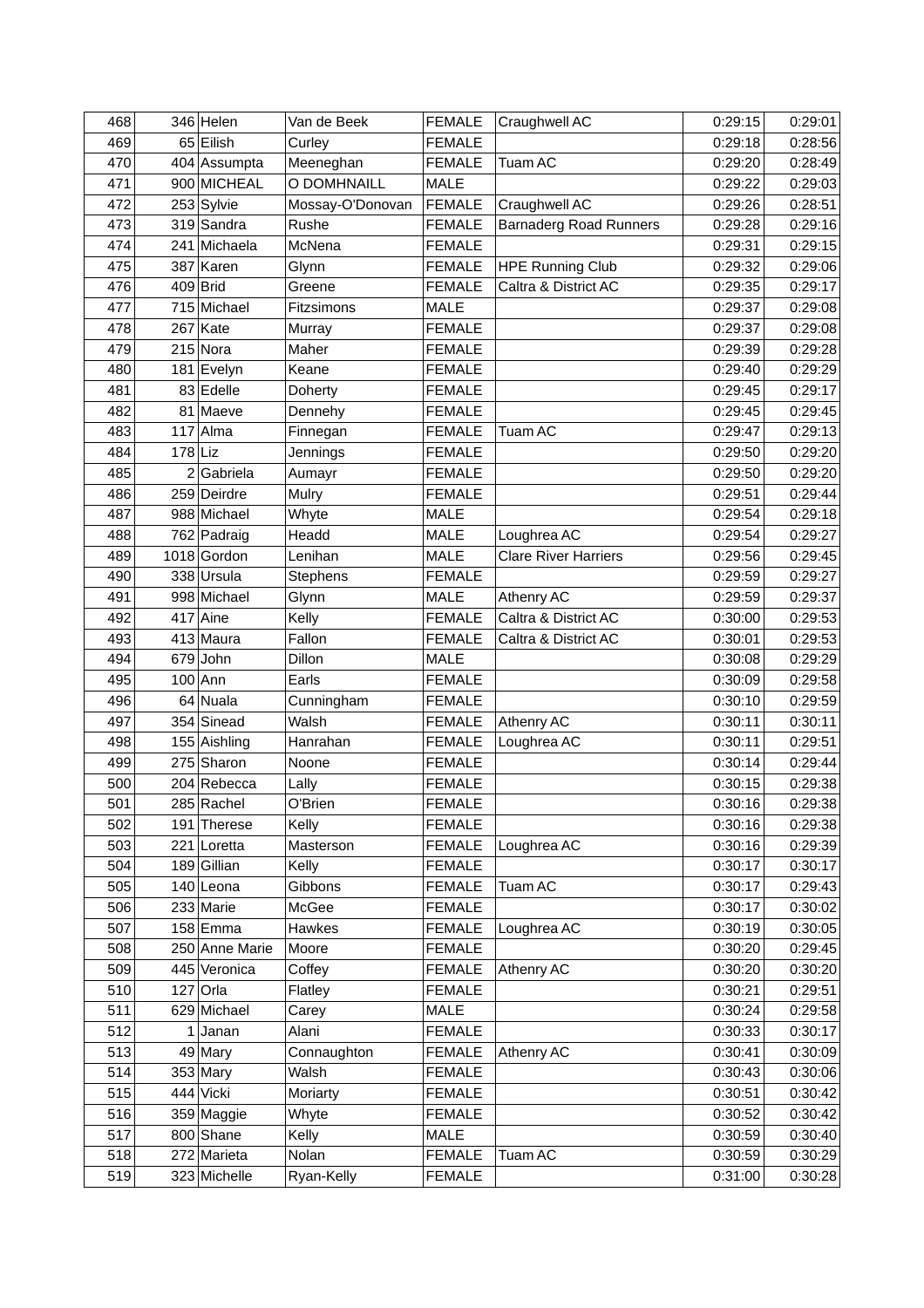| 468 | 346 | Helen | Van de Beek | FEMALE | Craughwell AC | 0:29:15 | 0:29:01 |
|---|---|---|---|---|---|---|---|
| 469 | 65 | Eilish | Curley | FEMALE | | 0:29:18 | 0:28:56 |
| 470 | 404 | Assumpta | Meeneghan | FEMALE | Tuam AC | 0:29:20 | 0:28:49 |
| 471 | 900 | MICHEAL | O DOMHNAILL | MALE | | 0:29:22 | 0:29:03 |
| 472 | 253 | Sylvie | Mossay-O'Donovan | FEMALE | Craughwell AC | 0:29:26 | 0:28:51 |
| 473 | 319 | Sandra | Rushe | FEMALE | Barnaderg Road Runners | 0:29:28 | 0:29:16 |
| 474 | 241 | Michaela | McNena | FEMALE | | 0:29:31 | 0:29:15 |
| 475 | 387 | Karen | Glynn | FEMALE | HPE Running Club | 0:29:32 | 0:29:06 |
| 476 | 409 | Brid | Greene | FEMALE | Caltra & District AC | 0:29:35 | 0:29:17 |
| 477 | 715 | Michael | Fitzsimons | MALE | | 0:29:37 | 0:29:08 |
| 478 | 267 | Kate | Murray | FEMALE | | 0:29:37 | 0:29:08 |
| 479 | 215 | Nora | Maher | FEMALE | | 0:29:39 | 0:29:28 |
| 480 | 181 | Evelyn | Keane | FEMALE | | 0:29:40 | 0:29:29 |
| 481 | 83 | Edelle | Doherty | FEMALE | | 0:29:45 | 0:29:17 |
| 482 | 81 | Maeve | Dennehy | FEMALE | | 0:29:45 | 0:29:45 |
| 483 | 117 | Alma | Finnegan | FEMALE | Tuam AC | 0:29:47 | 0:29:13 |
| 484 | 178 | Liz | Jennings | FEMALE | | 0:29:50 | 0:29:20 |
| 485 | 2 | Gabriela | Aumayr | FEMALE | | 0:29:50 | 0:29:20 |
| 486 | 259 | Deirdre | Mulry | FEMALE | | 0:29:51 | 0:29:44 |
| 487 | 988 | Michael | Whyte | MALE | | 0:29:54 | 0:29:18 |
| 488 | 762 | Padraig | Headd | MALE | Loughrea AC | 0:29:54 | 0:29:27 |
| 489 | 1018 | Gordon | Lenihan | MALE | Clare River Harriers | 0:29:56 | 0:29:45 |
| 490 | 338 | Ursula | Stephens | FEMALE | | 0:29:59 | 0:29:27 |
| 491 | 998 | Michael | Glynn | MALE | Athenry AC | 0:29:59 | 0:29:37 |
| 492 | 417 | Aine | Kelly | FEMALE | Caltra & District AC | 0:30:00 | 0:29:53 |
| 493 | 413 | Maura | Fallon | FEMALE | Caltra & District AC | 0:30:01 | 0:29:53 |
| 494 | 679 | John | Dillon | MALE | | 0:30:08 | 0:29:29 |
| 495 | 100 | Ann | Earls | FEMALE | | 0:30:09 | 0:29:58 |
| 496 | 64 | Nuala | Cunningham | FEMALE | | 0:30:10 | 0:29:59 |
| 497 | 354 | Sinead | Walsh | FEMALE | Athenry AC | 0:30:11 | 0:30:11 |
| 498 | 155 | Aishling | Hanrahan | FEMALE | Loughrea AC | 0:30:11 | 0:29:51 |
| 499 | 275 | Sharon | Noone | FEMALE | | 0:30:14 | 0:29:44 |
| 500 | 204 | Rebecca | Lally | FEMALE | | 0:30:15 | 0:29:38 |
| 501 | 285 | Rachel | O'Brien | FEMALE | | 0:30:16 | 0:29:38 |
| 502 | 191 | Therese | Kelly | FEMALE | | 0:30:16 | 0:29:38 |
| 503 | 221 | Loretta | Masterson | FEMALE | Loughrea AC | 0:30:16 | 0:29:39 |
| 504 | 189 | Gillian | Kelly | FEMALE | | 0:30:17 | 0:30:17 |
| 505 | 140 | Leona | Gibbons | FEMALE | Tuam AC | 0:30:17 | 0:29:43 |
| 506 | 233 | Marie | McGee | FEMALE | | 0:30:17 | 0:30:02 |
| 507 | 158 | Emma | Hawkes | FEMALE | Loughrea AC | 0:30:19 | 0:30:05 |
| 508 | 250 | Anne Marie | Moore | FEMALE | | 0:30:20 | 0:29:45 |
| 509 | 445 | Veronica | Coffey | FEMALE | Athenry AC | 0:30:20 | 0:30:20 |
| 510 | 127 | Orla | Flatley | FEMALE | | 0:30:21 | 0:29:51 |
| 511 | 629 | Michael | Carey | MALE | | 0:30:24 | 0:29:58 |
| 512 | 1 | Janan | Alani | FEMALE | | 0:30:33 | 0:30:17 |
| 513 | 49 | Mary | Connaughton | FEMALE | Athenry AC | 0:30:41 | 0:30:09 |
| 514 | 353 | Mary | Walsh | FEMALE | | 0:30:43 | 0:30:06 |
| 515 | 444 | Vicki | Moriarty | FEMALE | | 0:30:51 | 0:30:42 |
| 516 | 359 | Maggie | Whyte | FEMALE | | 0:30:52 | 0:30:42 |
| 517 | 800 | Shane | Kelly | MALE | | 0:30:59 | 0:30:40 |
| 518 | 272 | Marieta | Nolan | FEMALE | Tuam AC | 0:30:59 | 0:30:29 |
| 519 | 323 | Michelle | Ryan-Kelly | FEMALE | | 0:31:00 | 0:30:28 |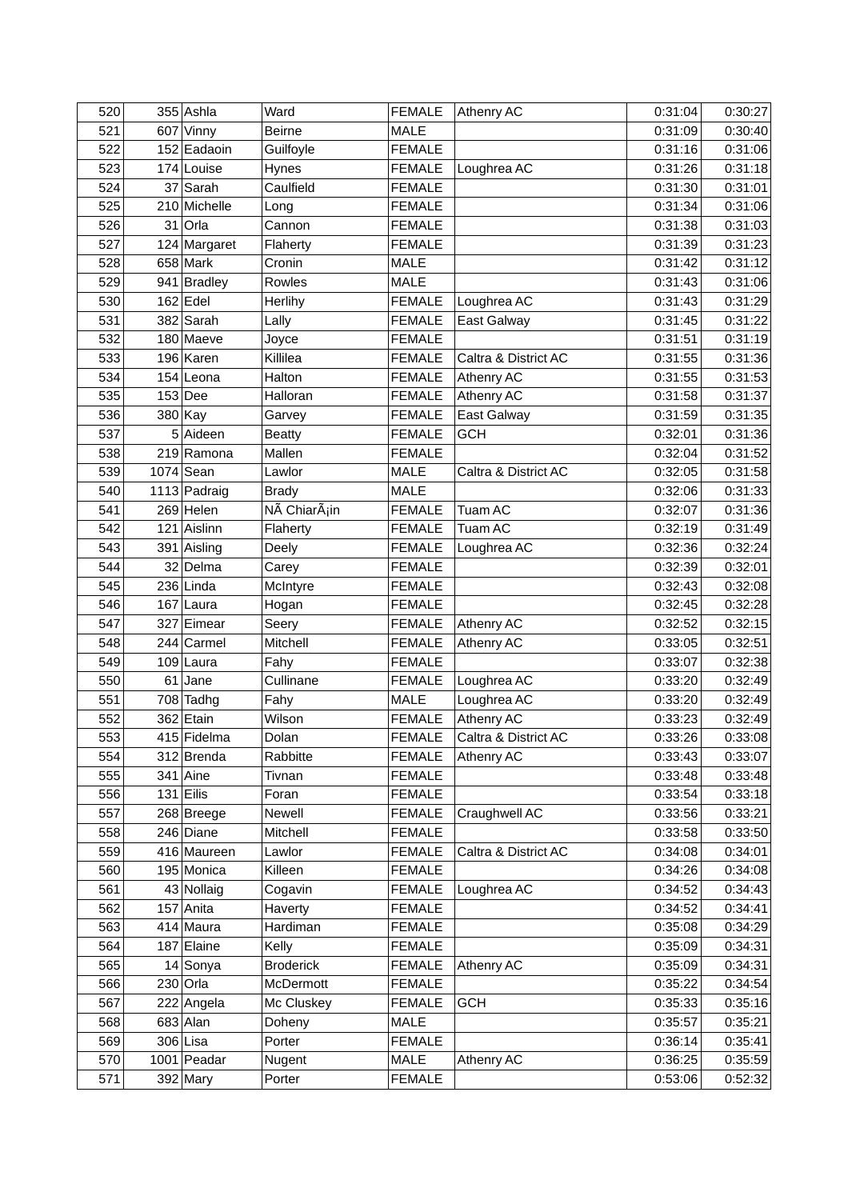| 520 | 355 | Ashla | Ward | FEMALE | Athenry AC | 0:31:04 | 0:30:27 |
|---|---|---|---|---|---|---|---|
| 521 | 607 | Vinny | Beirne | MALE | | 0:31:09 | 0:30:40 |
| 522 | 152 | Eadaoin | Guilfoyle | FEMALE | | 0:31:16 | 0:31:06 |
| 523 | 174 | Louise | Hynes | FEMALE | Loughrea AC | 0:31:26 | 0:31:18 |
| 524 | 37 | Sarah | Caulfield | FEMALE | | 0:31:30 | 0:31:01 |
| 525 | 210 | Michelle | Long | FEMALE | | 0:31:34 | 0:31:06 |
| 526 | 31 | Orla | Cannon | FEMALE | | 0:31:38 | 0:31:03 |
| 527 | 124 | Margaret | Flaherty | FEMALE | | 0:31:39 | 0:31:23 |
| 528 | 658 | Mark | Cronin | MALE | | 0:31:42 | 0:31:12 |
| 529 | 941 | Bradley | Rowles | MALE | | 0:31:43 | 0:31:06 |
| 530 | 162 | Edel | Herlihy | FEMALE | Loughrea AC | 0:31:43 | 0:31:29 |
| 531 | 382 | Sarah | Lally | FEMALE | East Galway | 0:31:45 | 0:31:22 |
| 532 | 180 | Maeve | Joyce | FEMALE | | 0:31:51 | 0:31:19 |
| 533 | 196 | Karen | Killilea | FEMALE | Caltra & District AC | 0:31:55 | 0:31:36 |
| 534 | 154 | Leona | Halton | FEMALE | Athenry AC | 0:31:55 | 0:31:53 |
| 535 | 153 | Dee | Halloran | FEMALE | Athenry AC | 0:31:58 | 0:31:37 |
| 536 | 380 | Kay | Garvey | FEMALE | East Galway | 0:31:59 | 0:31:35 |
| 537 | 5 | Aideen | Beatty | FEMALE | GCH | 0:32:01 | 0:31:36 |
| 538 | 219 | Ramona | Mallen | FEMALE | | 0:32:04 | 0:31:52 |
| 539 | 1074 | Sean | Lawlor | MALE | Caltra & District AC | 0:32:05 | 0:31:58 |
| 540 | 1113 | Padraig | Brady | MALE | | 0:32:06 | 0:31:33 |
| 541 | 269 | Helen | NÃ ChiarÃ¡in | FEMALE | Tuam AC | 0:32:07 | 0:31:36 |
| 542 | 121 | Aislinn | Flaherty | FEMALE | Tuam AC | 0:32:19 | 0:31:49 |
| 543 | 391 | Aisling | Deely | FEMALE | Loughrea AC | 0:32:36 | 0:32:24 |
| 544 | 32 | Delma | Carey | FEMALE | | 0:32:39 | 0:32:01 |
| 545 | 236 | Linda | McIntyre | FEMALE | | 0:32:43 | 0:32:08 |
| 546 | 167 | Laura | Hogan | FEMALE | | 0:32:45 | 0:32:28 |
| 547 | 327 | Eimear | Seery | FEMALE | Athenry AC | 0:32:52 | 0:32:15 |
| 548 | 244 | Carmel | Mitchell | FEMALE | Athenry AC | 0:33:05 | 0:32:51 |
| 549 | 109 | Laura | Fahy | FEMALE | | 0:33:07 | 0:32:38 |
| 550 | 61 | Jane | Cullinane | FEMALE | Loughrea AC | 0:33:20 | 0:32:49 |
| 551 | 708 | Tadhg | Fahy | MALE | Loughrea AC | 0:33:20 | 0:32:49 |
| 552 | 362 | Etain | Wilson | FEMALE | Athenry AC | 0:33:23 | 0:32:49 |
| 553 | 415 | Fidelma | Dolan | FEMALE | Caltra & District AC | 0:33:26 | 0:33:08 |
| 554 | 312 | Brenda | Rabbitte | FEMALE | Athenry AC | 0:33:43 | 0:33:07 |
| 555 | 341 | Aine | Tivnan | FEMALE | | 0:33:48 | 0:33:48 |
| 556 | 131 | Eilis | Foran | FEMALE | | 0:33:54 | 0:33:18 |
| 557 | 268 | Breege | Newell | FEMALE | Craughwell AC | 0:33:56 | 0:33:21 |
| 558 | 246 | Diane | Mitchell | FEMALE | | 0:33:58 | 0:33:50 |
| 559 | 416 | Maureen | Lawlor | FEMALE | Caltra & District AC | 0:34:08 | 0:34:01 |
| 560 | 195 | Monica | Killeen | FEMALE | | 0:34:26 | 0:34:08 |
| 561 | 43 | Nollaig | Cogavin | FEMALE | Loughrea AC | 0:34:52 | 0:34:43 |
| 562 | 157 | Anita | Haverty | FEMALE | | 0:34:52 | 0:34:41 |
| 563 | 414 | Maura | Hardiman | FEMALE | | 0:35:08 | 0:34:29 |
| 564 | 187 | Elaine | Kelly | FEMALE | | 0:35:09 | 0:34:31 |
| 565 | 14 | Sonya | Broderick | FEMALE | Athenry AC | 0:35:09 | 0:34:31 |
| 566 | 230 | Orla | McDermott | FEMALE | | 0:35:22 | 0:34:54 |
| 567 | 222 | Angela | Mc Cluskey | FEMALE | GCH | 0:35:33 | 0:35:16 |
| 568 | 683 | Alan | Doheny | MALE | | 0:35:57 | 0:35:21 |
| 569 | 306 | Lisa | Porter | FEMALE | | 0:36:14 | 0:35:41 |
| 570 | 1001 | Peadar | Nugent | MALE | Athenry AC | 0:36:25 | 0:35:59 |
| 571 | 392 | Mary | Porter | FEMALE | | 0:53:06 | 0:52:32 |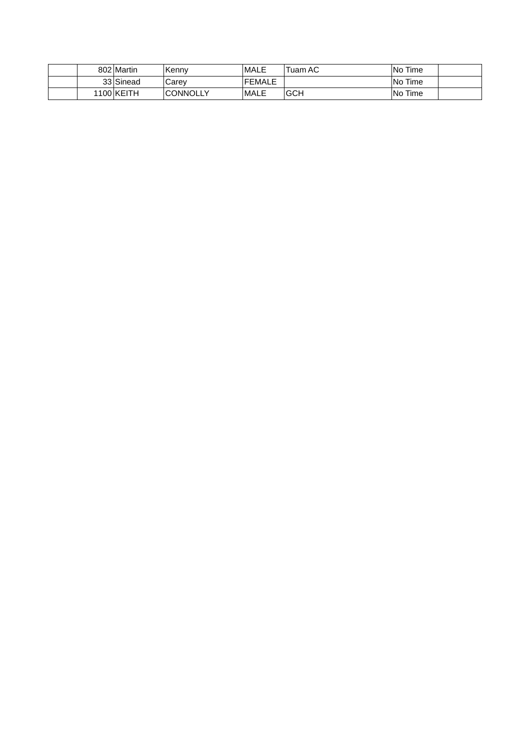| | | | | | | | |
|---|---|---|---|---|---|---|---|
| | 802 | Martin | Kenny | MALE | Tuam AC | No Time | |
| | 33 | Sinead | Carey | FEMALE | | No Time | |
| | 1100 | KEITH | CONNOLLY | MALE | GCH | No Time | |